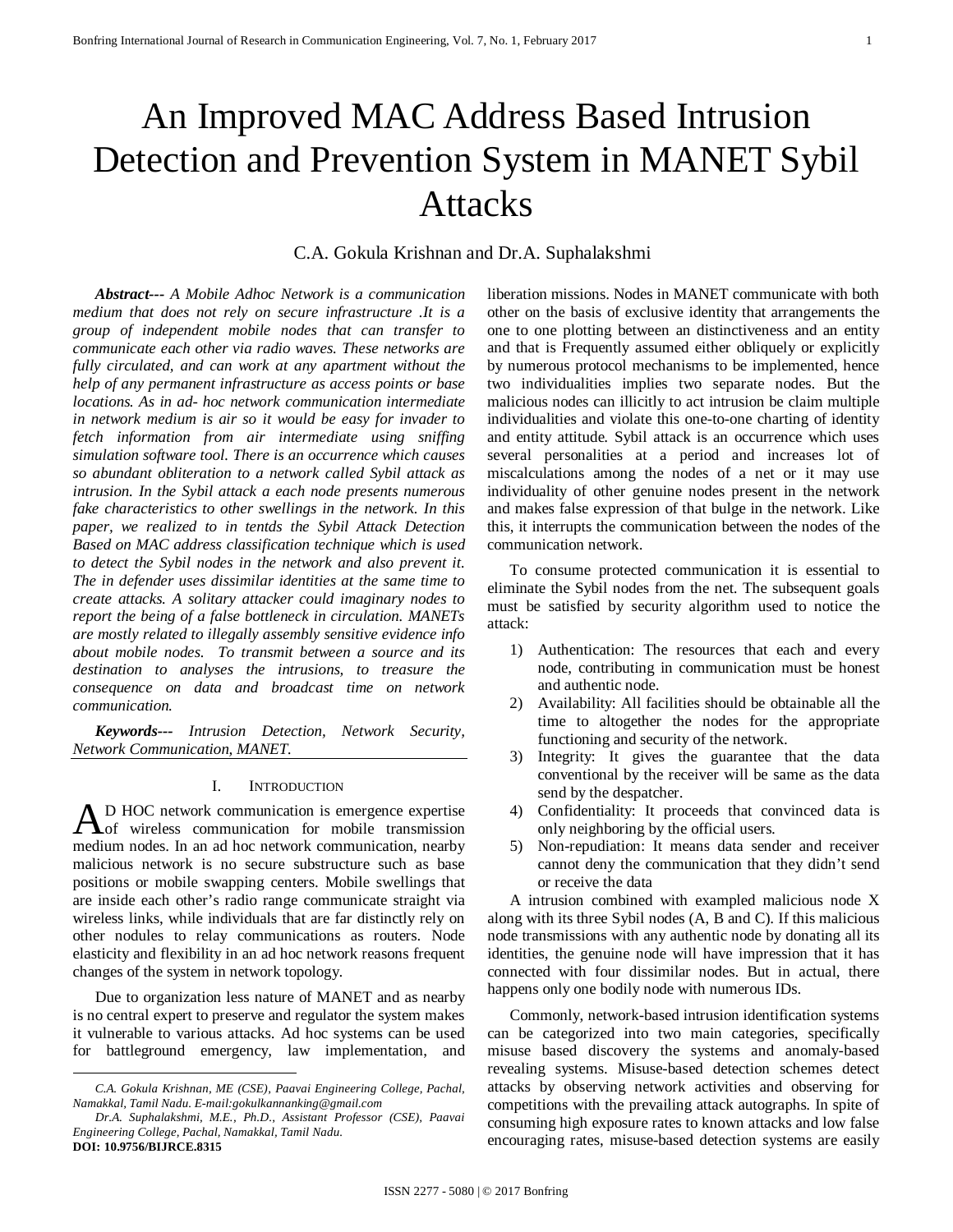# An Improved MAC Address Based Intrusion Detection and Prevention System in MANET Sybil Attacks

C.A. Gokula Krishnan and Dr.A. Suphalakshmi

***Abstract---*** *A Mobile Adhoc Network is a communication medium that does not rely on secure infrastructure .It is a group of independent mobile nodes that can transfer to communicate each other via radio waves. These networks are fully circulated, and can work at any apartment without the help of any permanent infrastructure as access points or base locations. As in ad- hoc network communication intermediate in network medium is air so it would be easy for invader to fetch information from air intermediate using sniffing simulation software tool. There is an occurrence which causes so abundant obliteration to a network called Sybil attack as intrusion. In the Sybil attack a each node presents numerous fake characteristics to other swellings in the network. In this paper, we realized to in tentds the Sybil Attack Detection Based on MAC address classification technique which is used to detect the Sybil nodes in the network and also prevent it. The in defender uses dissimilar identities at the same time to create attacks. A solitary attacker could imaginary nodes to report the being of a false bottleneck in circulation. MANETs are mostly related to illegally assembly sensitive evidence info about mobile nodes. To transmit between a source and its destination to analyses the intrusions, to treasure the consequence on data and broadcast time on network communication.*

***Keywords---*** *Intrusion Detection, Network Security, Network Communication, MANET.*

## I. Introduction

AD HOC network communication is emergence expertise of wireless communication for mobile transmission medium nodes. In an ad hoc network communication, nearby malicious network is no secure substructure such as base positions or mobile swapping centers. Mobile swellings that are inside each other's radio range communicate straight via wireless links, while individuals that are far distinctly rely on other nodules to relay communications as routers. Node elasticity and flexibility in an ad hoc network reasons frequent changes of the system in network topology.

Due to organization less nature of MANET and as nearby is no central expert to preserve and regulator the system makes it vulnerable to various attacks. Ad hoc systems can be used for battleground emergency, law implementation, and liberation missions. Nodes in MANET communicate with both other on the basis of exclusive identity that arrangements the one to one plotting between an distinctiveness and an entity and that is Frequently assumed either obliquely or explicitly by numerous protocol mechanisms to be implemented, hence two individualities implies two separate nodes. But the malicious nodes can illicitly to act intrusion be claim multiple individualities and violate this one-to-one charting of identity and entity attitude. Sybil attack is an occurrence which uses several personalities at a period and increases lot of miscalculations among the nodes of a net or it may use individuality of other genuine nodes present in the network and makes false expression of that bulge in the network. Like this, it interrupts the communication between the nodes of the communication network.

To consume protected communication it is essential to eliminate the Sybil nodes from the net. The subsequent goals must be satisfied by security algorithm used to notice the attack:

1) Authentication: The resources that each and every node, contributing in communication must be honest and authentic node.
2) Availability: All facilities should be obtainable all the time to altogether the nodes for the appropriate functioning and security of the network.
3) Integrity: It gives the guarantee that the data conventional by the receiver will be same as the data send by the despatcher.
4) Confidentiality: It proceeds that convinced data is only neighboring by the official users.
5) Non-repudiation: It means data sender and receiver cannot deny the communication that they didn't send or receive the data

A intrusion combined with exampled malicious node X along with its three Sybil nodes (A, B and C). If this malicious node transmissions with any authentic node by donating all its identities, the genuine node will have impression that it has connected with four dissimilar nodes. But in actual, there happens only one bodily node with numerous IDs.

Commonly, network-based intrusion identification systems can be categorized into two main categories, specifically misuse based discovery the systems and anomaly-based revealing systems. Misuse-based detection schemes detect attacks by observing network activities and observing for competitions with the prevailing attack autographs. In spite of consuming high exposure rates to known attacks and low false encouraging rates, misuse-based detection systems are easily

*C.A. Gokula Krishnan, ME (CSE), Paavai Engineering College, Pachal, Namakkal, Tamil Nadu. E-mail:gokulkannanking@gmail.com*

*Dr.A. Suphalakshmi, M.E., Ph.D., Assistant Professor (CSE), Paavai Engineering College, Pachal, Namakkal, Tamil Nadu.*

**DOI: 10.9756/BIJRCE.8315**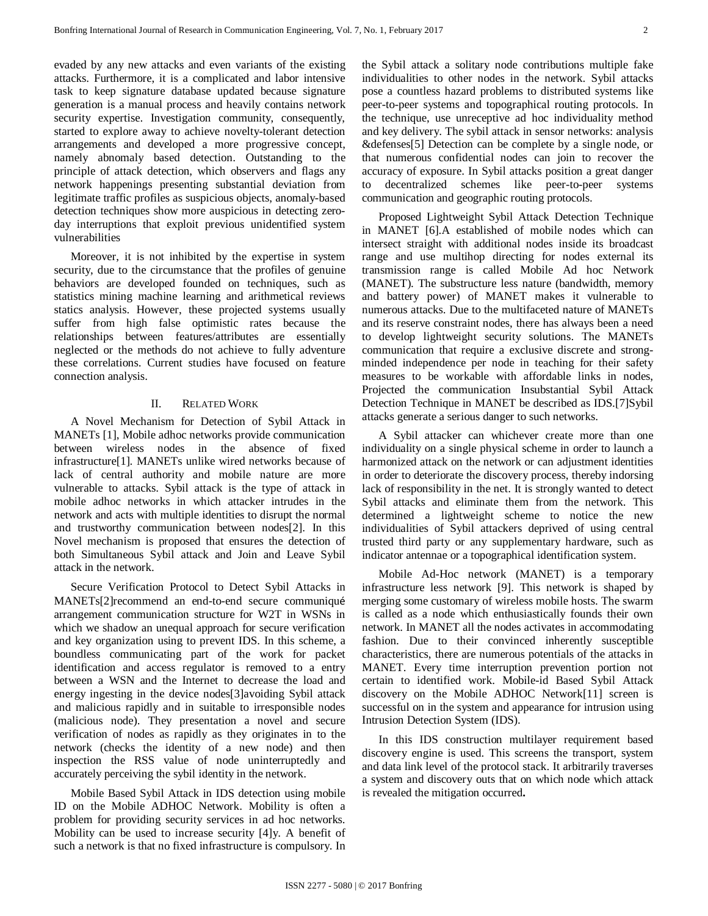evaded by any new attacks and even variants of the existing attacks. Furthermore, it is a complicated and labor intensive task to keep signature database updated because signature generation is a manual process and heavily contains network security expertise. Investigation community, consequently, started to explore away to achieve novelty-tolerant detection arrangements and developed a more progressive concept, namely abnomaly based detection. Outstanding to the principle of attack detection, which observers and flags any network happenings presenting substantial deviation from legitimate traffic profiles as suspicious objects, anomaly-based detection techniques show more auspicious in detecting zero-day interruptions that exploit previous unidentified system vulnerabilities

Moreover, it is not inhibited by the expertise in system security, due to the circumstance that the profiles of genuine behaviors are developed founded on techniques, such as statistics mining machine learning and arithmetical reviews statics analysis. However, these projected systems usually suffer from high false optimistic rates because the relationships between features/attributes are essentially neglected or the methods do not achieve to fully adventure these correlations. Current studies have focused on feature connection analysis.

## II. Related Work

A Novel Mechanism for Detection of Sybil Attack in MANETs [1], Mobile adhoc networks provide communication between wireless nodes in the absence of fixed infrastructure[1]. MANETs unlike wired networks because of lack of central authority and mobile nature are more vulnerable to attacks. Sybil attack is the type of attack in mobile adhoc networks in which attacker intrudes in the network and acts with multiple identities to disrupt the normal and trustworthy communication between nodes[2]. In this Novel mechanism is proposed that ensures the detection of both Simultaneous Sybil attack and Join and Leave Sybil attack in the network.

Secure Verification Protocol to Detect Sybil Attacks in MANETs[2]recommend an end-to-end secure communiqué arrangement communication structure for W2T in WSNs in which we shadow an unequal approach for secure verification and key organization using to prevent IDS. In this scheme, a boundless communicating part of the work for packet identification and access regulator is removed to a entry between a WSN and the Internet to decrease the load and energy ingesting in the device nodes[3]avoiding Sybil attack and malicious rapidly and in suitable to irresponsible nodes (malicious node). They presentation a novel and secure verification of nodes as rapidly as they originates in to the network (checks the identity of a new node) and then inspection the RSS value of node uninterruptedly and accurately perceiving the sybil identity in the network.

Mobile Based Sybil Attack in IDS detection using mobile ID on the Mobile ADHOC Network. Mobility is often a problem for providing security services in ad hoc networks. Mobility can be used to increase security [4]y. A benefit of such a network is that no fixed infrastructure is compulsory. In the Sybil attack a solitary node contributions multiple fake individualities to other nodes in the network. Sybil attacks pose a countless hazard problems to distributed systems like peer-to-peer systems and topographical routing protocols. In the technique, use unreceptive ad hoc individuality method and key delivery. The sybil attack in sensor networks: analysis &defenses[5] Detection can be complete by a single node, or that numerous confidential nodes can join to recover the accuracy of exposure. In Sybil attacks position a great danger to decentralized schemes like peer-to-peer systems communication and geographic routing protocols.

Proposed Lightweight Sybil Attack Detection Technique in MANET [6].A established of mobile nodes which can intersect straight with additional nodes inside its broadcast range and use multihop directing for nodes external its transmission range is called Mobile Ad hoc Network (MANET). The substructure less nature (bandwidth, memory and battery power) of MANET makes it vulnerable to numerous attacks. Due to the multifaceted nature of MANETs and its reserve constraint nodes, there has always been a need to develop lightweight security solutions. The MANETs communication that require a exclusive discrete and strong-minded independence per node in teaching for their safety measures to be workable with affordable links in nodes, Projected the communication Insubstantial Sybil Attack Detection Technique in MANET be described as IDS.[7]Sybil attacks generate a serious danger to such networks.

A Sybil attacker can whichever create more than one individuality on a single physical scheme in order to launch a harmonized attack on the network or can adjustment identities in order to deteriorate the discovery process, thereby indorsing lack of responsibility in the net. It is strongly wanted to detect Sybil attacks and eliminate them from the network. This determined a lightweight scheme to notice the new individualities of Sybil attackers deprived of using central trusted third party or any supplementary hardware, such as indicator antennae or a topographical identification system.

Mobile Ad-Hoc network (MANET) is a temporary infrastructure less network [9]. This network is shaped by merging some customary of wireless mobile hosts. The swarm is called as a node which enthusiastically founds their own network. In MANET all the nodes activates in accommodating fashion. Due to their convinced inherently susceptible characteristics, there are numerous potentials of the attacks in MANET. Every time interruption prevention portion not certain to identified work. Mobile-id Based Sybil Attack discovery on the Mobile ADHOC Network[11] screen is successful on in the system and appearance for intrusion using Intrusion Detection System (IDS).

In this IDS construction multilayer requirement based discovery engine is used. This screens the transport, system and data link level of the protocol stack. It arbitrarily traverses a system and discovery outs that on which node which attack is revealed the mitigation occurred**.**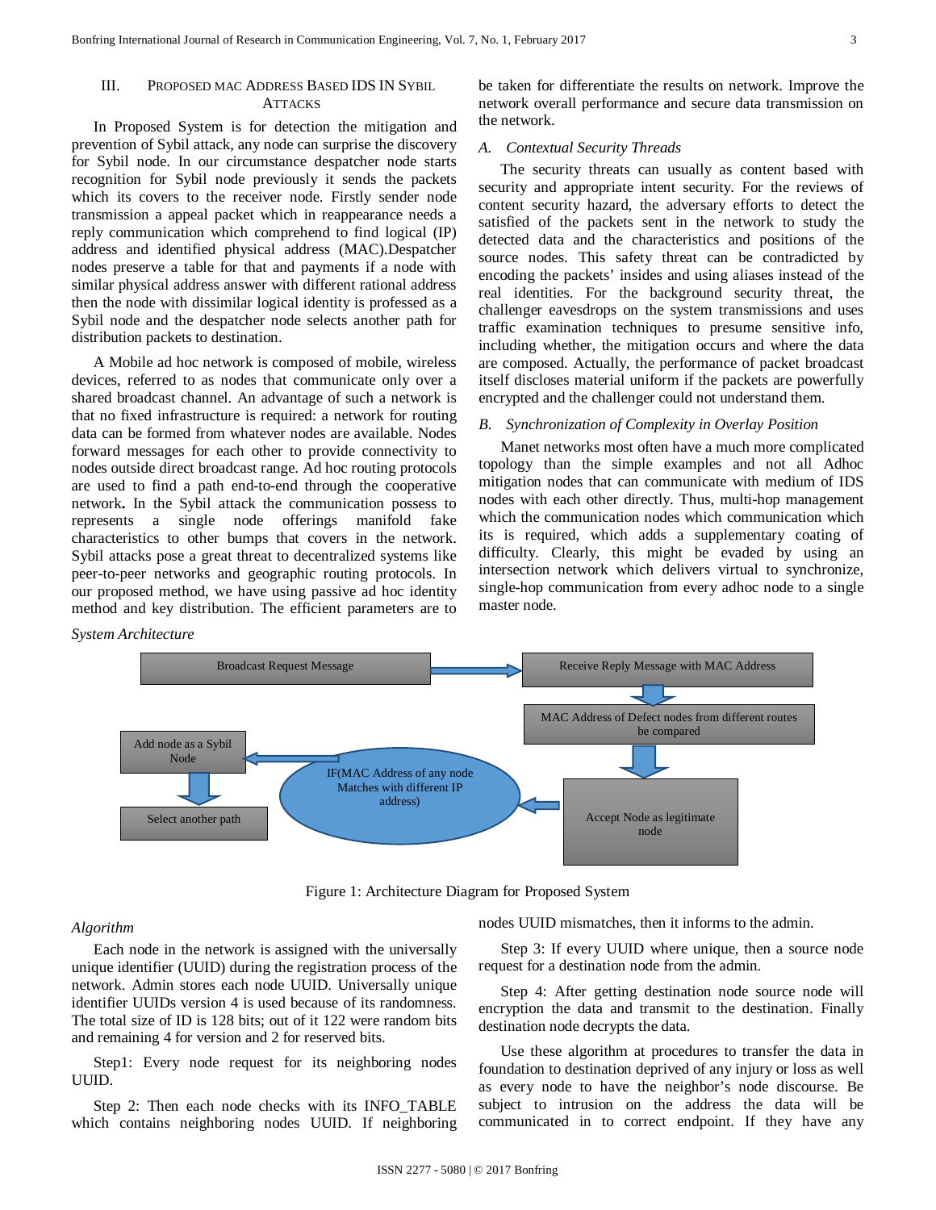## III. Proposed MAC Address Based IDS in Sybil Attacks

In Proposed System is for detection the mitigation and prevention of Sybil attack, any node can surprise the discovery for Sybil node. In our circumstance despatcher node starts recognition for Sybil node previously it sends the packets which its covers to the receiver node. Firstly sender node transmission a appeal packet which in reappearance needs a reply communication which comprehend to find logical (IP) address and identified physical address (MAC).Despatcher nodes preserve a table for that and payments if a node with similar physical address answer with different rational address then the node with dissimilar logical identity is professed as a Sybil node and the despatcher node selects another path for distribution packets to destination.

A Mobile ad hoc network is composed of mobile, wireless devices, referred to as nodes that communicate only over a shared broadcast channel. An advantage of such a network is that no fixed infrastructure is required: a network for routing data can be formed from whatever nodes are available. Nodes forward messages for each other to provide connectivity to nodes outside direct broadcast range. Ad hoc routing protocols are used to find a path end-to-end through the cooperative network**.** In the Sybil attack the communication possess to represents a single node offerings manifold fake characteristics to other bumps that covers in the network. Sybil attacks pose a great threat to decentralized systems like peer-to-peer networks and geographic routing protocols. In our proposed method, we have using passive ad hoc identity method and key distribution. The efficient parameters are to be taken for differentiate the results on network. Improve the network overall performance and secure data transmission on the network.

### A. Contextual Security Threads

The security threats can usually as content based with security and appropriate intent security. For the reviews of content security hazard, the adversary efforts to detect the satisfied of the packets sent in the network to study the detected data and the characteristics and positions of the source nodes. This safety threat can be contradicted by encoding the packets' insides and using aliases instead of the real identities. For the background security threat, the challenger eavesdrops on the system transmissions and uses traffic examination techniques to presume sensitive info, including whether, the mitigation occurs and where the data are composed. Actually, the performance of packet broadcast itself discloses material uniform if the packets are powerfully encrypted and the challenger could not understand them.

### B. Synchronization of Complexity in Overlay Position

Manet networks most often have a much more complicated topology than the simple examples and not all Adhoc mitigation nodes that can communicate with medium of IDS nodes with each other directly. Thus, multi-hop management which the communication nodes which communication which its is required, which adds a supplementary coating of difficulty. Clearly, this might be evaded by using an intersection network which delivers virtual to synchronize, single-hop communication from every adhoc node to a single master node.

*System Architecture*

Broadcast Request Message → Receive Reply Message with MAC Address → MAC Address of Defect nodes from different routes be compared → Accept Node as legitimate node → IF(MAC Address of any node Matches with different IP address) → Add node as a Sybil Node → Select another path

Figure 1: Architecture Diagram for Proposed System

*Algorithm*

Each node in the network is assigned with the universally unique identifier (UUID) during the registration process of the network. Admin stores each node UUID. Universally unique identifier UUIDs version 4 is used because of its randomness. The total size of ID is 128 bits; out of it 122 were random bits and remaining 4 for version and 2 for reserved bits.

Step1: Every node request for its neighboring nodes UUID.

Step 2: Then each node checks with its INFO_TABLE which contains neighboring nodes UUID. If neighboring nodes UUID mismatches, then it informs to the admin.

Step 3: If every UUID where unique, then a source node request for a destination node from the admin.

Step 4: After getting destination node source node will encryption the data and transmit to the destination. Finally destination node decrypts the data.

Use these algorithm at procedures to transfer the data in foundation to destination deprived of any injury or loss as well as every node to have the neighbor's node discourse. Be subject to intrusion on the address the data will be communicated in to correct endpoint. If they have any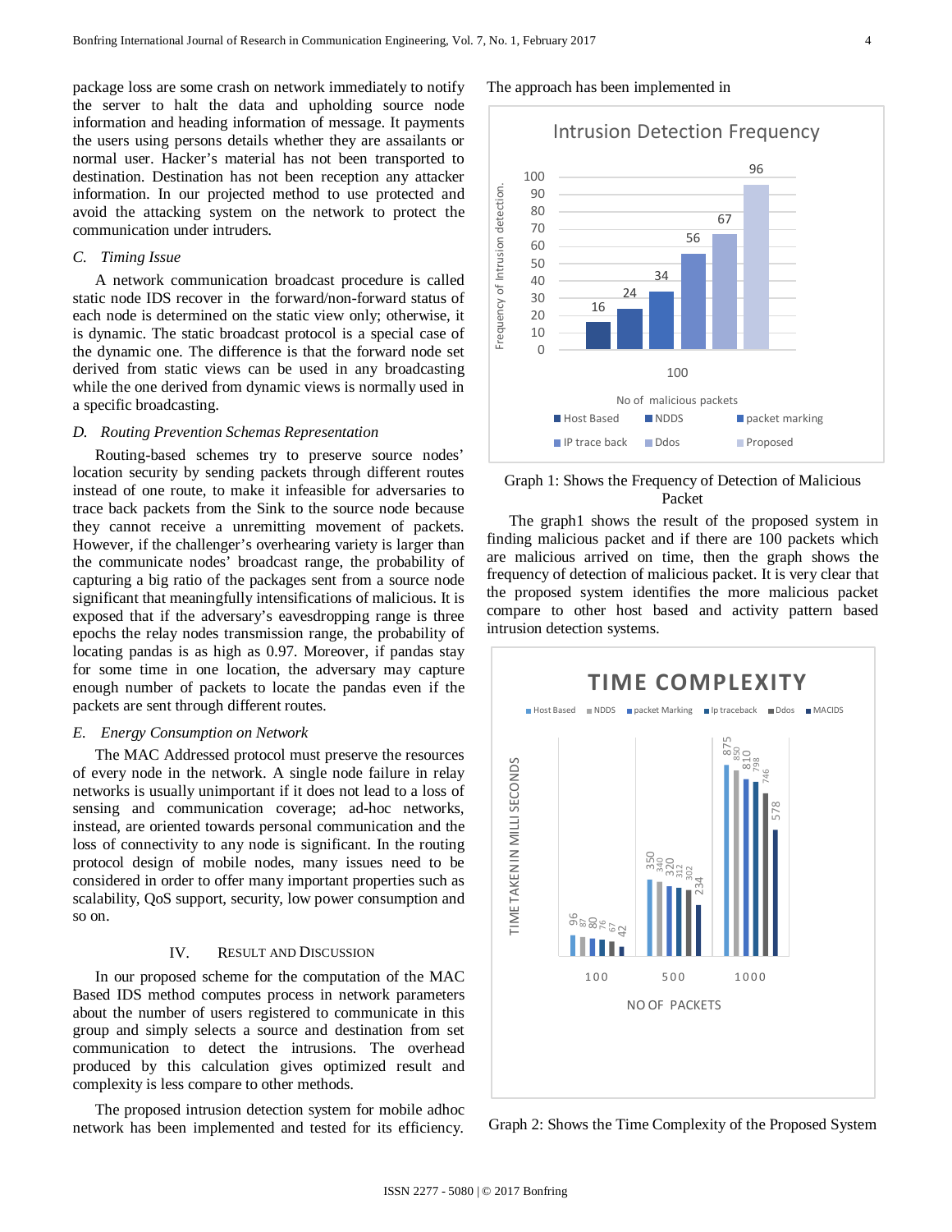package loss are some crash on network immediately to notify the server to halt the data and upholding source node information and heading information of message. It payments the users using persons details whether they are assailants or normal user. Hacker's material has not been transported to destination. Destination has not been reception any attacker information. In our projected method to use protected and avoid the attacking system on the network to protect the communication under intruders.

### *C. Timing Issue*

A network communication broadcast procedure is called static node IDS recover in the forward/non-forward status of each node is determined on the static view only; otherwise, it is dynamic. The static broadcast protocol is a special case of the dynamic one. The difference is that the forward node set derived from static views can be used in any broadcasting while the one derived from dynamic views is normally used in a specific broadcasting.

### *D. Routing Prevention Schemas Representation*

Routing-based schemes try to preserve source nodes' location security by sending packets through different routes instead of one route, to make it infeasible for adversaries to trace back packets from the Sink to the source node because they cannot receive a unremitting movement of packets. However, if the challenger's overhearing variety is larger than the communicate nodes' broadcast range, the probability of capturing a big ratio of the packages sent from a source node significant that meaningfully intensifications of malicious. It is exposed that if the adversary's eavesdropping range is three epochs the relay nodes transmission range, the probability of locating pandas is as high as 0.97. Moreover, if pandas stay for some time in one location, the adversary may capture enough number of packets to locate the pandas even if the packets are sent through different routes.

### *E. Energy Consumption on Network*

The MAC Addressed protocol must preserve the resources of every node in the network. A single node failure in relay networks is usually unimportant if it does not lead to a loss of sensing and communication coverage; ad-hoc networks, instead, are oriented towards personal communication and the loss of connectivity to any node is significant. In the routing protocol design of mobile nodes, many issues need to be considered in order to offer many important properties such as scalability, QoS support, security, low power consumption and so on.

## IV. Result and Discussion

In our proposed scheme for the computation of the MAC Based IDS method computes process in network parameters about the number of users registered to communicate in this group and simply selects a source and destination from set communication to detect the intrusions. The overhead produced by this calculation gives optimized result and complexity is less compare to other methods.

The proposed intrusion detection system for mobile adhoc network has been implemented and tested for its efficiency. The approach has been implemented in

**Intrusion Detection Frequency**

| No of malicious packets | Host Based | NDDS | IP trace back | packet marking | Ddos | Proposed |
|---|---|---|---|---|---|---|
| 100 | 16 | 24 | 34 | 56 | 67 | 96 |

Graph 1: Shows the Frequency of Detection of Malicious Packet

The graph1 shows the result of the proposed system in finding malicious packet and if there are 100 packets which are malicious arrived on time, then the graph shows the frequency of detection of malicious packet. It is very clear that the proposed system identifies the more malicious packet compare to other host based and activity pattern based intrusion detection systems.

**TIME COMPLEXITY** (Time taken in milli seconds)

| No of packets | Host Based | NDDS | packet Marking | Ip traceback | Ddos | MACIDS |
|---|---|---|---|---|---|---|
| 100 | 96 | 87 | 80 | 76 | 67 | 42 |
| 500 | 350 | 340 | 320 | 312 | 302 | 234 |
| 1000 | 875 | 850 | 810 | 798 | 746 | 578 |

Graph 2: Shows the Time Complexity of the Proposed System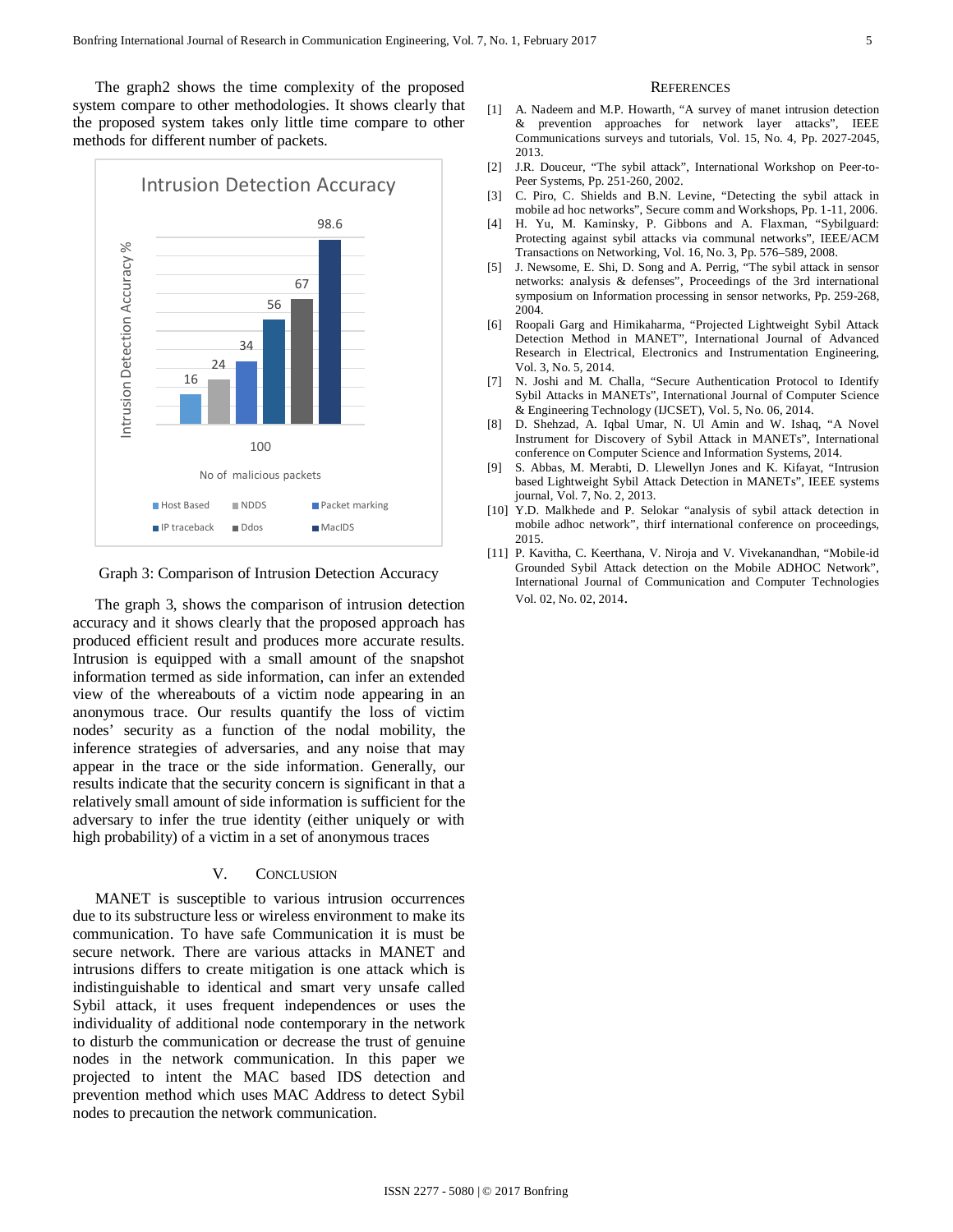The graph2 shows the time complexity of the proposed system compare to other methodologies. It shows clearly that the proposed system takes only little time compare to other methods for different number of packets.

Intrusion Detection Accuracy

Intrusion Detection Accuracy %

16
24
34
56
67
98.6

100

No of malicious packets

Host Based
NDDS
Packet marking
IP traceback
Ddos
MacIDS

Graph 3: Comparison of Intrusion Detection Accuracy

The graph 3, shows the comparison of intrusion detection accuracy and it shows clearly that the proposed approach has produced efficient result and produces more accurate results. Intrusion is equipped with a small amount of the snapshot information termed as side information, can infer an extended view of the whereabouts of a victim node appearing in an anonymous trace. Our results quantify the loss of victim nodes' security as a function of the nodal mobility, the inference strategies of adversaries, and any noise that may appear in the trace or the side information. Generally, our results indicate that the security concern is significant in that a relatively small amount of side information is sufficient for the adversary to infer the true identity (either uniquely or with high probability) of a victim in a set of anonymous traces

## V. Conclusion

MANET is susceptible to various intrusion occurrences due to its substructure less or wireless environment to make its communication. To have safe Communication it is must be secure network. There are various attacks in MANET and intrusions differs to create mitigation is one attack which is indistinguishable to identical and smart very unsafe called Sybil attack, it uses frequent independences or uses the individuality of additional node contemporary in the network to disturb the communication or decrease the trust of genuine nodes in the network communication. In this paper we projected to intent the MAC based IDS detection and prevention method which uses MAC Address to detect Sybil nodes to precaution the network communication.

## References

[1] A. Nadeem and M.P. Howarth, "A survey of manet intrusion detection & prevention approaches for network layer attacks", IEEE Communications surveys and tutorials, Vol. 15, No. 4, Pp. 2027-2045, 2013.

[2] J.R. Douceur, "The sybil attack", International Workshop on Peer-to-Peer Systems, Pp. 251-260, 2002.

[3] C. Piro, C. Shields and B.N. Levine, "Detecting the sybil attack in mobile ad hoc networks", Secure comm and Workshops, Pp. 1-11, 2006.

[4] H. Yu, M. Kaminsky, P. Gibbons and A. Flaxman, "Sybilguard: Protecting against sybil attacks via communal networks", IEEE/ACM Transactions on Networking, Vol. 16, No. 3, Pp. 576–589, 2008.

[5] J. Newsome, E. Shi, D. Song and A. Perrig, "The sybil attack in sensor networks: analysis & defenses", Proceedings of the 3rd international symposium on Information processing in sensor networks, Pp. 259-268, 2004.

[6] Roopali Garg and Himikaharma, "Projected Lightweight Sybil Attack Detection Method in MANET", International Journal of Advanced Research in Electrical, Electronics and Instrumentation Engineering, Vol. 3, No. 5, 2014.

[7] N. Joshi and M. Challa, "Secure Authentication Protocol to Identify Sybil Attacks in MANETs", International Journal of Computer Science & Engineering Technology (IJCSET), Vol. 5, No. 06, 2014.

[8] D. Shehzad, A. Iqbal Umar, N. Ul Amin and W. Ishaq, "A Novel Instrument for Discovery of Sybil Attack in MANETs", International conference on Computer Science and Information Systems, 2014.

[9] S. Abbas, M. Merabti, D. Llewellyn Jones and K. Kifayat, "Intrusion based Lightweight Sybil Attack Detection in MANETs", IEEE systems journal, Vol. 7, No. 2, 2013.

[10] Y.D. Malkhede and P. Selokar "analysis of sybil attack detection in mobile adhoc network", thirf international conference on proceedings, 2015.

[11] P. Kavitha, C. Keerthana, V. Niroja and V. Vivekanandhan, "Mobile-id Grounded Sybil Attack detection on the Mobile ADHOC Network", International Journal of Communication and Computer Technologies Vol. 02, No. 02, 2014.